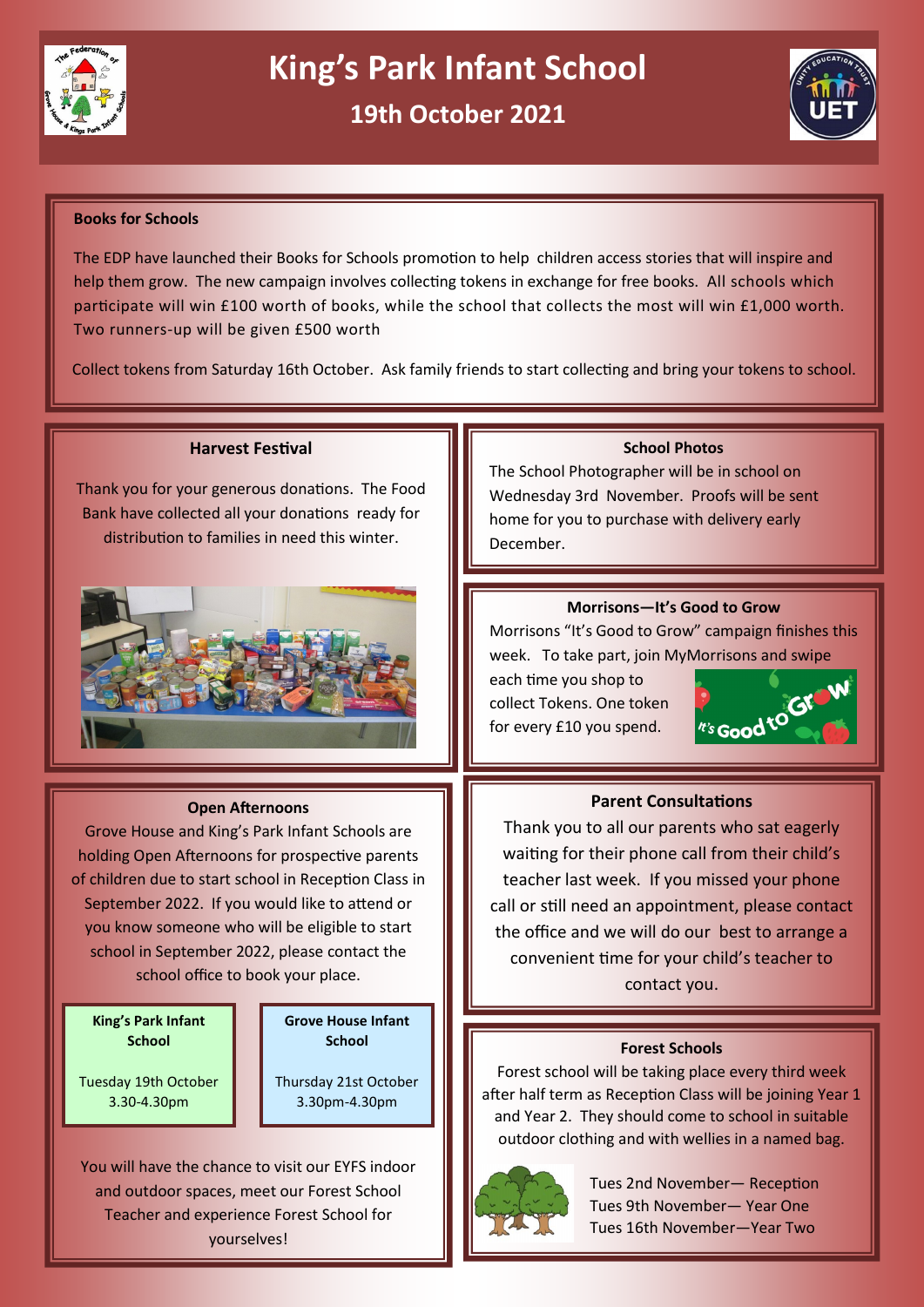# King's Park Infant School

## 19th October 2021

### Books for Schools

The EDP have launched their Books for Schools promotion to help children access stories that will inspire and help them grow. The new campaign involves collecting tokens in exchange for free books. All schools which participate will win £100 worth of books, while the school that collects the most will win £1,000 worth. Two runners-up will be given £500 worth

Collect tokens from Saturday 16th October. Ask family friends to start collecting and bring your tokens to school.

### Harvest Festival

Thank you for your generous donations. The Food Bank have collected all your donations ready for distribution to families in need this winter.

### School Photos

The School Photographer will be in school on Wednesday 3rd November. Proofs will be sent home for you to purchase with delivery early December.

### Morrisons—It's Good to Grow

Morrisons "It's Good to Grow" campaign finishes this week. To take part, join MyMorrisons and swipe each time you shop to collect Tokens. One token for every £10 you spend.

### Open Afternoons

Grove House and King's Park Infant Schools are holding Open Afternoons for prospective parents of children due to start school in Reception Class in September 2022. If you would like to attend or you know someone who will be eligible to start school in September 2022, please contact the school office to book your place.

**King's Park Infant School**

Tuesday 19th October
3.30-4.30pm

**Grove House Infant School**

Thursday 21st October
3.30pm-4.30pm

You will have the chance to visit our EYFS indoor and outdoor spaces, meet our Forest School Teacher and experience Forest School for yourselves!

### Parent Consultations

Thank you to all our parents who sat eagerly waiting for their phone call from their child's teacher last week. If you missed your phone call or still need an appointment, please contact the office and we will do our best to arrange a convenient time for your child's teacher to contact you.

### Forest Schools

Forest school will be taking place every third week after half term as Reception Class will be joining Year 1 and Year 2. They should come to school in suitable outdoor clothing and with wellies in a named bag.

Tues 2nd November— Reception
Tues 9th November— Year One
Tues 16th November—Year Two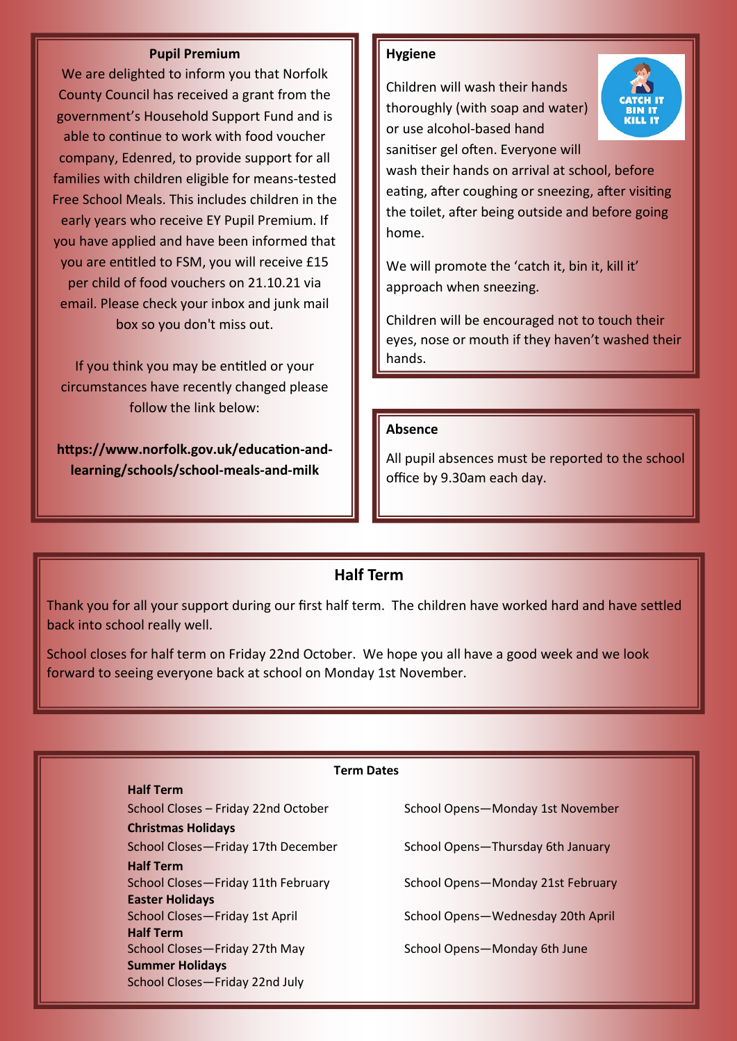## Pupil Premium

We are delighted to inform you that Norfolk County Council has received a grant from the government's Household Support Fund and is able to continue to work with food voucher company, Edenred, to provide support for all families with children eligible for means-tested Free School Meals. This includes children in the early years who receive EY Pupil Premium. If you have applied and have been informed that you are entitled to FSM, you will receive £15 per child of food vouchers on 21.10.21 via email. Please check your inbox and junk mail box so you don't miss out.

If you think you may be entitled or your circumstances have recently changed please follow the link below:

**https://www.norfolk.gov.uk/education-and-learning/schools/school-meals-and-milk**

## Hygiene

Children will wash their hands thoroughly (with soap and water) or use alcohol-based hand sanitiser gel often. Everyone will wash their hands on arrival at school, before eating, after coughing or sneezing, after visiting the toilet, after being outside and before going home.

We will promote the 'catch it, bin it, kill it' approach when sneezing.

Children will be encouraged not to touch their eyes, nose or mouth if they haven't washed their hands.

## Absence

All pupil absences must be reported to the school office by 9.30am each day.

## Half Term

Thank you for all your support during our first half term. The children have worked hard and have settled back into school really well.

School closes for half term on Friday 22nd October. We hope you all have a good week and we look forward to seeing everyone back at school on Monday 1st November.

## Term Dates

**Half Term**
School Closes – Friday 22nd October — School Opens—Monday 1st November

**Christmas Holidays**
School Closes—Friday 17th December — School Opens—Thursday 6th January

**Half Term**
School Closes—Friday 11th February — School Opens—Monday 21st February

**Easter Holidays**
School Closes—Friday 1st April — School Opens—Wednesday 20th April

**Half Term**
School Closes—Friday 27th May — School Opens—Monday 6th June

**Summer Holidays**
School Closes—Friday 22nd July